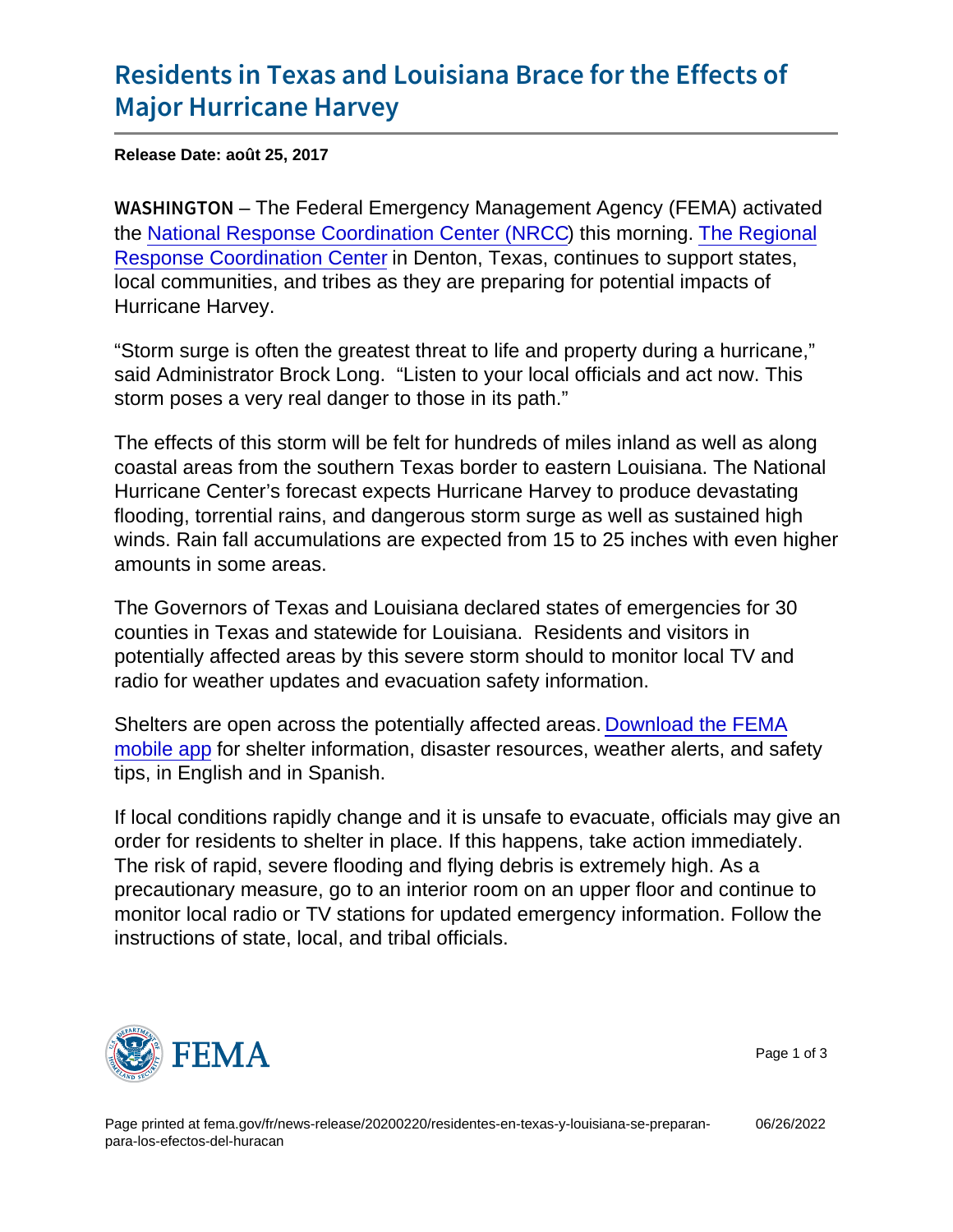# Residents in Texas and Louisiana Brace for the Effects of Major Hurricane Harvey

**Release Date: août 25, 2017**

WASHINGTON – The Federal Emergency Management Agency (FEMA) activated the National Response Coordination Center (NRCC) this morning. The Regional Response Coordination Center in Denton, Texas, continues to support states, local communities, and tribes as they are preparing for potential impacts of Hurricane Harvey.

"Storm surge is often the greatest threat to life and property during a hurricane," said Administrator Brock Long. "Listen to your local officials and act now. This storm poses a very real danger to those in its path."

The effects of this storm will be felt for hundreds of miles inland as well as along coastal areas from the southern Texas border to eastern Louisiana. The National Hurricane Center's forecast expects Hurricane Harvey to produce devastating flooding, torrential rains, and dangerous storm surge as well as sustained high winds. Rain fall accumulations are expected from 15 to 25 inches with even higher amounts in some areas.

The Governors of Texas and Louisiana declared states of emergencies for 30 counties in Texas and statewide for Louisiana. Residents and visitors in potentially affected areas by this severe storm should to monitor local TV and radio for weather updates and evacuation safety information.

Shelters are open across the potentially affected areas. Download the FEMA mobile app for shelter information, disaster resources, weather alerts, and safety tips, in English and in Spanish.

If local conditions rapidly change and it is unsafe to evacuate, officials may give an order for residents to shelter in place. If this happens, take action immediately. The risk of rapid, severe flooding and flying debris is extremely high. As a precautionary measure, go to an interior room on an upper floor and continue to monitor local radio or TV stations for updated emergency information. Follow the instructions of state, local, and tribal officials.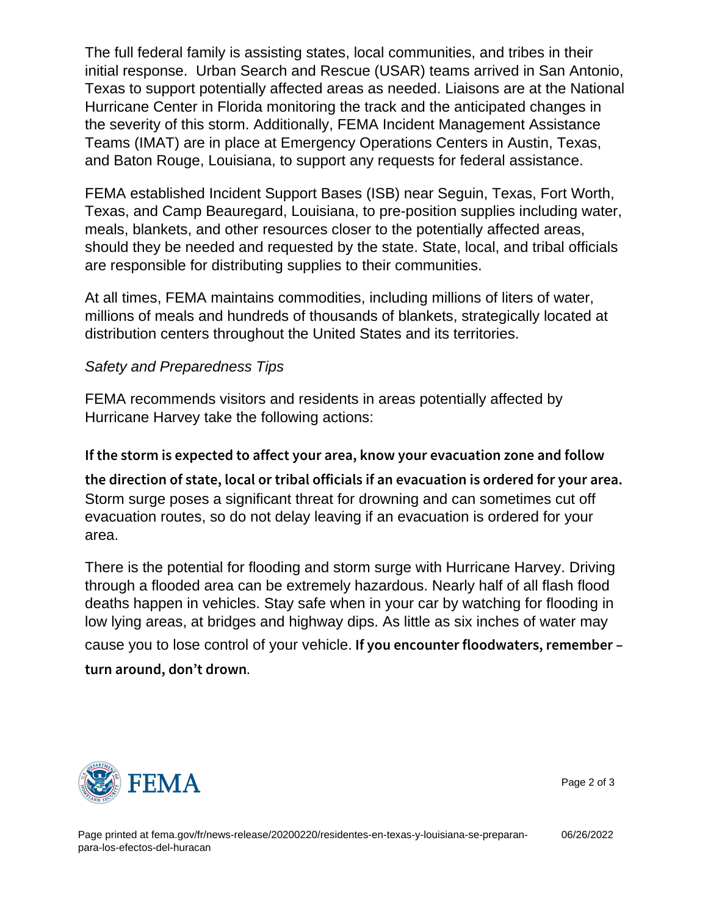The full federal family is assisting states, local communities, and tribes in their initial response. Urban Search and Rescue (USAR) teams arrived in San Antonio, Texas to support potentially affected areas as needed. Liaisons are at the National Hurricane Center in Florida monitoring the track and the anticipated changes in the severity of this storm. Additionally, FEMA Incident Management Assistance Teams (IMAT) are in place at Emergency Operations Centers in Austin, Texas, and Baton Rouge, Louisiana, to support any requests for federal assistance.

FEMA established Incident Support Bases (ISB) near Seguin, Texas, Fort Worth, Texas, and Camp Beauregard, Louisiana, to pre-position supplies including water, meals, blankets, and other resources closer to the potentially affected areas, should they be needed and requested by the state. State, local, and tribal officials are responsible for distributing supplies to their communities.

At all times, FEMA maintains commodities, including millions of liters of water, millions of meals and hundreds of thousands of blankets, strategically located at distribution centers throughout the United States and its territories.

*Safety and Preparedness Tips*

FEMA recommends visitors and residents in areas potentially affected by Hurricane Harvey take the following actions:

**If the storm is expected to affect your area, know your evacuation zone and follow the direction of state, local or tribal officials if an evacuation is ordered for your area.** Storm surge poses a significant threat for drowning and can sometimes cut off evacuation routes, so do not delay leaving if an evacuation is ordered for your area.

There is the potential for flooding and storm surge with Hurricane Harvey. Driving through a flooded area can be extremely hazardous. Nearly half of all flash flood deaths happen in vehicles. Stay safe when in your car by watching for flooding in low lying areas, at bridges and highway dips. As little as six inches of water may cause you to lose control of your vehicle. **If you encounter floodwaters, remember – turn around, don't drown**.

Page printed at fema.gov/fr/news-release/20200220/residentes-en-texas-y-louisiana-se-preparan-para-los-efectos-del-huracan 06/26/2022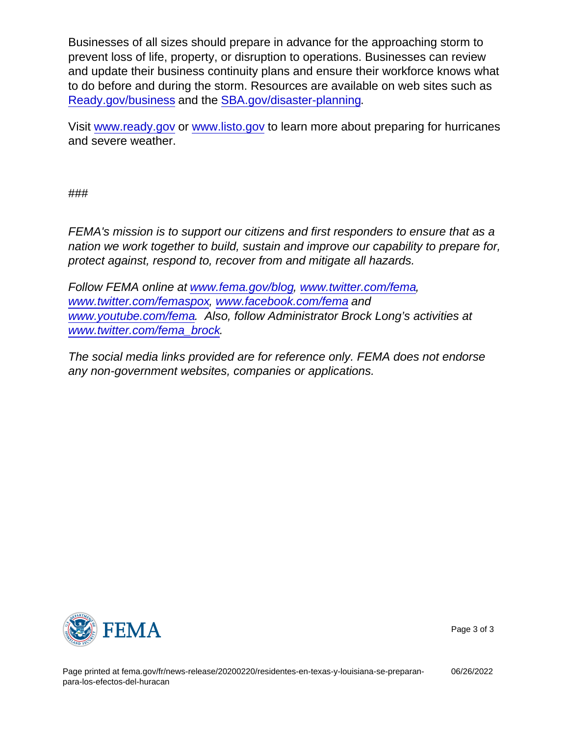Businesses of all sizes should prepare in advance for the approaching storm to prevent loss of life, property, or disruption to operations. Businesses can review and update their business continuity plans and ensure their workforce knows what to do before and during the storm. Resources are available on web sites such as Ready.gov/business and the SBA.gov/disaster-planning.

Visit www.ready.gov or www.listo.gov to learn more about preparing for hurricanes and severe weather.

###

*FEMA's mission is to support our citizens and first responders to ensure that as a nation we work together to build, sustain and improve our capability to prepare for, protect against, respond to, recover from and mitigate all hazards.*

*Follow FEMA online at www.fema.gov/blog, www.twitter.com/fema, www.twitter.com/femaspox, www.facebook.com/fema and www.youtube.com/fema. Also, follow Administrator Brock Long's activities at www.twitter.com/fema_brock.*

*The social media links provided are for reference only. FEMA does not endorse any non-government websites, companies or applications.*